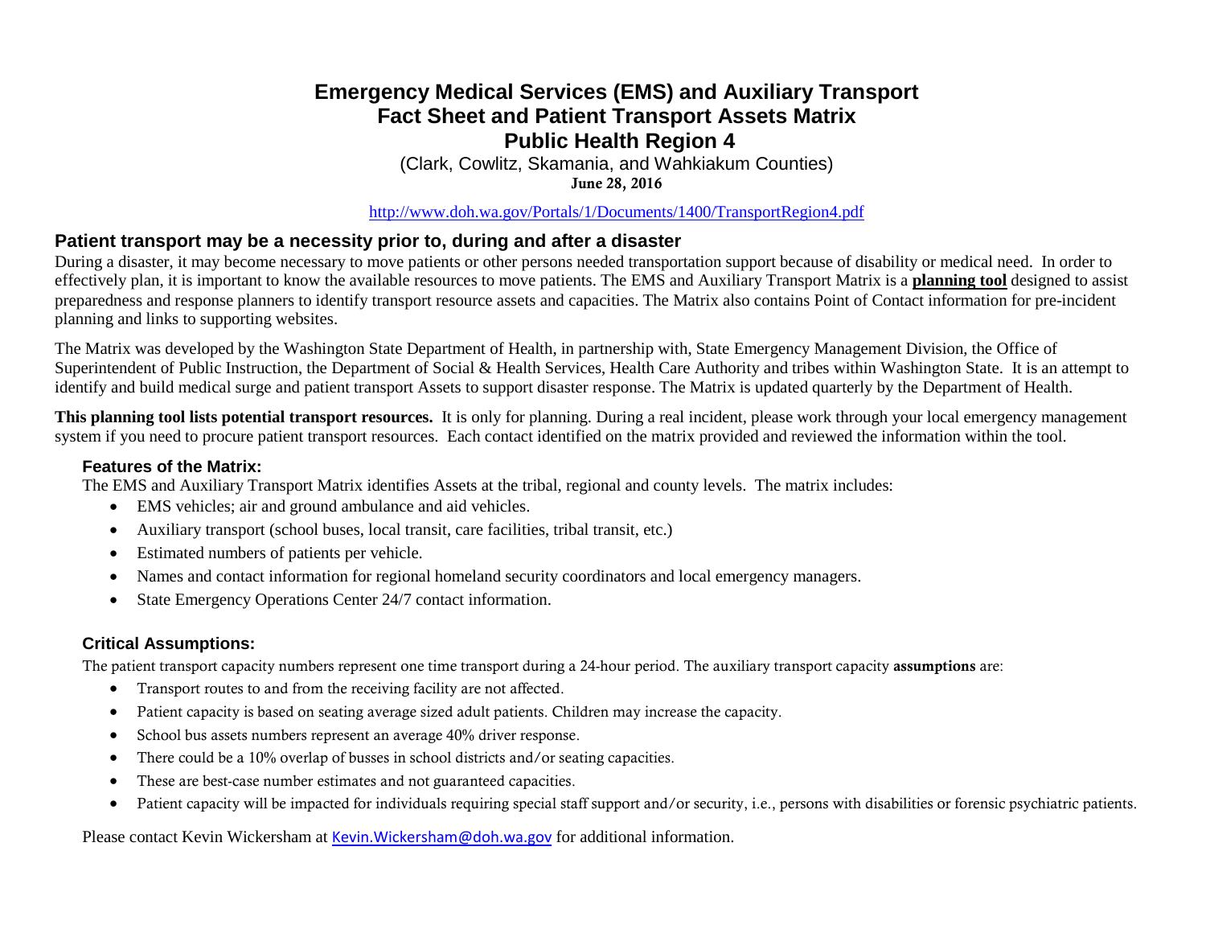# Emergency Medical Services (EMS) and Auxiliary Transport Fact Sheet and Patient Transport Assets Matrix Public Health Region 4

(Clark, Cowlitz, Skamania, and Wahkiakum Counties)

**June 28, 2016**

http://www.doh.wa.gov/Portals/1/Documents/1400/TransportRegion4.pdf

## Patient transport may be a necessity prior to, during and after a disaster

During a disaster, it may become necessary to move patients or other persons needed transportation support because of disability or medical need. In order to effectively plan, it is important to know the available resources to move patients. The EMS and Auxiliary Transport Matrix is a **planning tool** designed to assist preparedness and response planners to identify transport resource assets and capacities. The Matrix also contains Point of Contact information for pre-incident planning and links to supporting websites.

The Matrix was developed by the Washington State Department of Health, in partnership with, State Emergency Management Division, the Office of Superintendent of Public Instruction, the Department of Social & Health Services, Health Care Authority and tribes within Washington State. It is an attempt to identify and build medical surge and patient transport Assets to support disaster response. The Matrix is updated quarterly by the Department of Health.

**This planning tool lists potential transport resources.** It is only for planning. During a real incident, please work through your local emergency management system if you need to procure patient transport resources. Each contact identified on the matrix provided and reviewed the information within the tool.

### Features of the Matrix:

The EMS and Auxiliary Transport Matrix identifies Assets at the tribal, regional and county levels. The matrix includes:

- EMS vehicles; air and ground ambulance and aid vehicles.
- Auxiliary transport (school buses, local transit, care facilities, tribal transit, etc.)
- Estimated numbers of patients per vehicle.
- Names and contact information for regional homeland security coordinators and local emergency managers.
- State Emergency Operations Center 24/7 contact information.

### Critical Assumptions:

The patient transport capacity numbers represent one time transport during a 24-hour period. The auxiliary transport capacity **assumptions** are:

- Transport routes to and from the receiving facility are not affected.
- Patient capacity is based on seating average sized adult patients. Children may increase the capacity.
- School bus assets numbers represent an average 40% driver response.
- There could be a 10% overlap of busses in school districts and/or seating capacities.
- These are best-case number estimates and not guaranteed capacities.
- Patient capacity will be impacted for individuals requiring special staff support and/or security, i.e., persons with disabilities or forensic psychiatric patients.

Please contact Kevin Wickersham at Kevin.Wickersham@doh.wa.gov for additional information.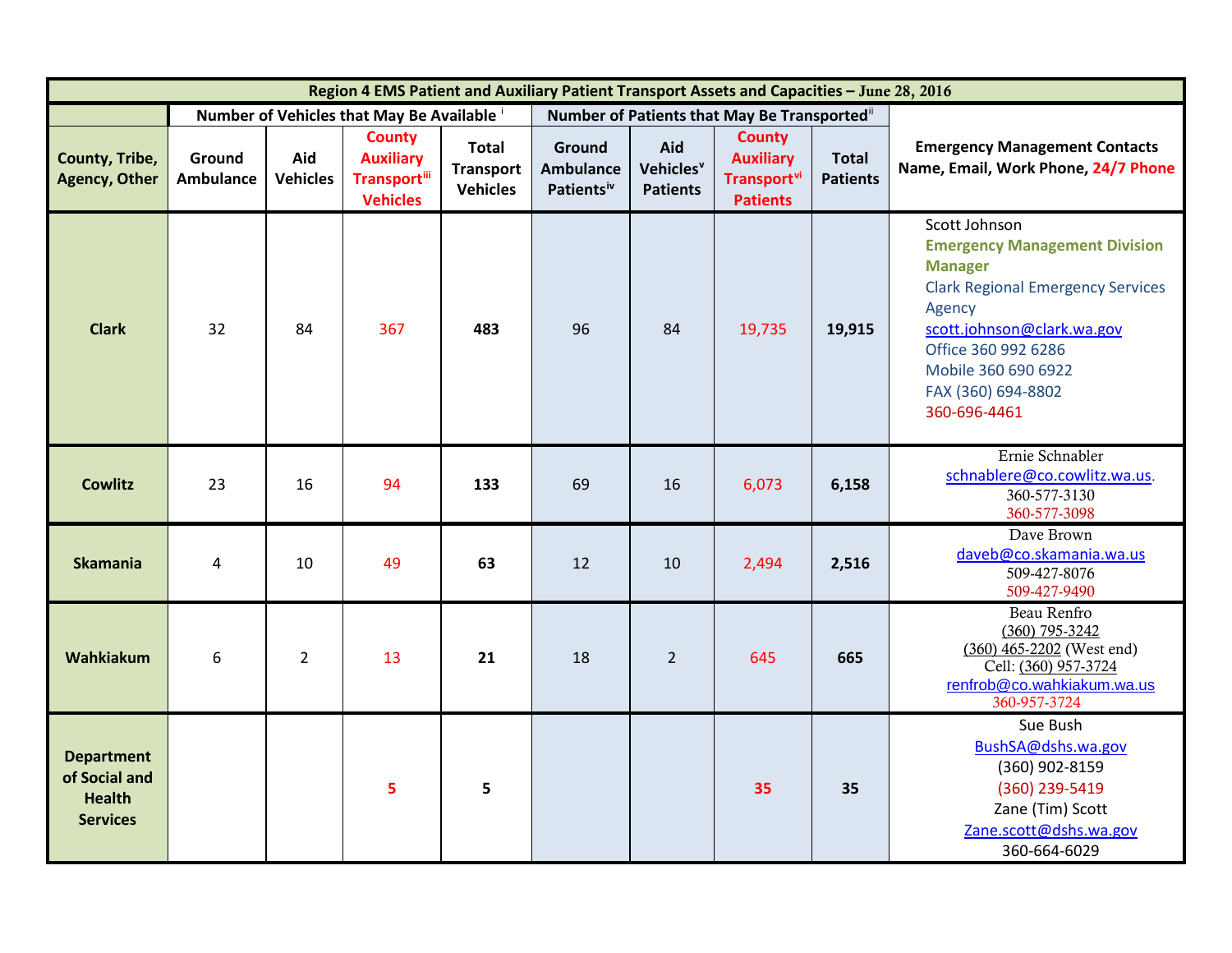| Region 4 EMS Patient and Auxiliary Patient Transport Assets and Capacities – June 28, 2016 | | | | | | | | | |
|---|---|---|---|---|---|---|---|---|---|
| | Number of Vehicles that May Be Available [i] | | | | Number of Patients that May Be Transported[ii] | | | | |
| County, Tribe, Agency, Other | Ground Ambulance | Aid Vehicles | County Auxiliary Transport[iii] Vehicles | Total Transport Vehicles | Ground Ambulance Patients[iv] | Aid Vehicles[v] Patients | County Auxiliary Transport[vi] Patients | Total Patients | Emergency Management Contacts Name, Email, Work Phone, 24/7 Phone |
| **Clark** | 32 | 84 | 367 | **483** | 96 | 84 | 19,735 | **19,915** | Scott Johnson<br>**Emergency Management Division Manager**<br>Clark Regional Emergency Services Agency<br>scott.johnson@clark.wa.gov<br>Office 360 992 6286<br>Mobile 360 690 6922<br>FAX (360) 694-8802<br>360-696-4461 |
| **Cowlitz** | 23 | 16 | 94 | **133** | 69 | 16 | 6,073 | **6,158** | Ernie Schnabler<br>schnablere@co.cowlitz.wa.us.<br>360-577-3130<br>360-577-3098 |
| **Skamania** | 4 | 10 | 49 | **63** | 12 | 10 | 2,494 | **2,516** | Dave Brown<br>daveb@co.skamania.wa.us<br>509-427-8076<br>509-427-9490 |
| **Wahkiakum** | 6 | 2 | 13 | **21** | 18 | 2 | 645 | **665** | Beau Renfro<br>(360) 795-3242<br>(360) 465-2202 (West end)<br>Cell: (360) 957-3724<br>renfrob@co.wahkiakum.wa.us<br>360-957-3724 |
| **Department of Social and Health Services** | | | **5** | **5** | | | **35** | **35** | Sue Bush<br>BushSA@dshs.wa.gov<br>(360) 902-8159<br>(360) 239-5419<br>Zane (Tim) Scott<br>Zane.scott@dshs.wa.gov<br>360-664-6029 |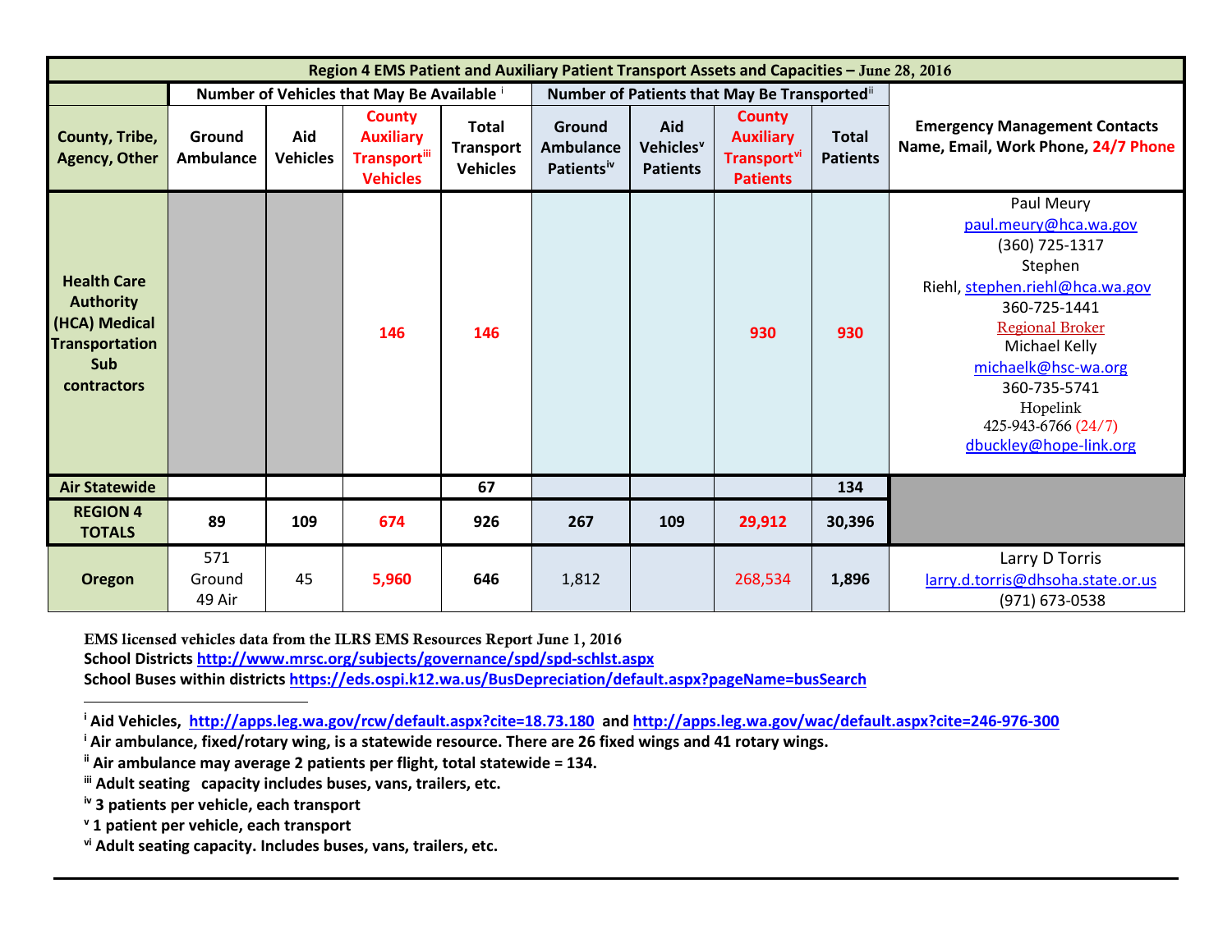| Region 4 EMS Patient and Auxiliary Patient Transport Assets and Capacities – June 28, 2016 | | | | | | | | | |
|---|---|---|---|---|---|---|---|---|---|
| | Number of Vehicles that May Be Available [i] | | | | Number of Patients that May Be Transported[ii] | | | | |
| County, Tribe, Agency, Other | Ground Ambulance | Aid Vehicles | County Auxiliary Transport[iii] Vehicles | Total Transport Vehicles | Ground Ambulance Patients[iv] | Aid Vehicles[v] Patients | County Auxiliary Transport[vi] Patients | Total Patients | Emergency Management Contacts Name, Email, Work Phone, 24/7 Phone |
| Health Care Authority (HCA) Medical Transportation Sub contractors | | | 146 | 146 | | | 930 | 930 | Paul Meury paul.meury@hca.wa.gov (360) 725-1317 Stephen Riehl, stephen.riehl@hca.wa.gov 360-725-1441 Regional Broker Michael Kelly michaelk@hsc-wa.org 360-735-5741 Hopelink 425-943-6766 (24/7) dbuckley@hope-link.org |
| Air Statewide | | | | 67 | | | | 134 | |
| REGION 4 TOTALS | 89 | 109 | 674 | 926 | 267 | 109 | 29,912 | 30,396 | |
| Oregon | 571 Ground 49 Air | 45 | 5,960 | 646 | 1,812 | | 268,534 | 1,896 | Larry D Torris larry.d.torris@dhsoha.state.or.us (971) 673-0538 |

**EMS licensed vehicles data from the ILRS EMS Resources Report June 1, 2016**
**School Districts http://www.mrsc.org/subjects/governance/spd/spd-schlst.aspx**
**School Buses within districts https://eds.ospi.k12.wa.us/BusDepreciation/default.aspx?pageName=busSearch**

---

[i] **Aid Vehicles, http://apps.leg.wa.gov/rcw/default.aspx?cite=18.73.180 and http://apps.leg.wa.gov/wac/default.aspx?cite=246-976-300**
[i] **Air ambulance, fixed/rotary wing, is a statewide resource. There are 26 fixed wings and 41 rotary wings.**
[ii] **Air ambulance may average 2 patients per flight, total statewide = 134.**
[iii] **Adult seating capacity includes buses, vans, trailers, etc.**
[iv] **3 patients per vehicle, each transport**
[v] **1 patient per vehicle, each transport**
[vi] **Adult seating capacity. Includes buses, vans, trailers, etc.**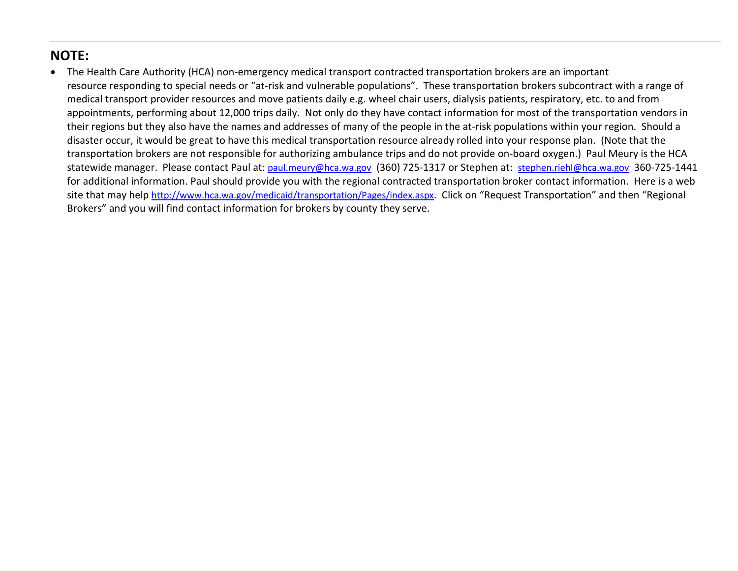**NOTE:**

- The Health Care Authority (HCA) non-emergency medical transport contracted transportation brokers are an important resource responding to special needs or "at-risk and vulnerable populations". These transportation brokers subcontract with a range of medical transport provider resources and move patients daily e.g. wheel chair users, dialysis patients, respiratory, etc. to and from appointments, performing about 12,000 trips daily. Not only do they have contact information for most of the transportation vendors in their regions but they also have the names and addresses of many of the people in the at-risk populations within your region. Should a disaster occur, it would be great to have this medical transportation resource already rolled into your response plan. (Note that the transportation brokers are not responsible for authorizing ambulance trips and do not provide on-board oxygen.) Paul Meury is the HCA statewide manager. Please contact Paul at: paul.meury@hca.wa.gov (360) 725-1317 or Stephen at: stephen.riehl@hca.wa.gov 360-725-1441 for additional information. Paul should provide you with the regional contracted transportation broker contact information. Here is a web site that may help http://www.hca.wa.gov/medicaid/transportation/Pages/index.aspx. Click on "Request Transportation" and then "Regional Brokers" and you will find contact information for brokers by county they serve.